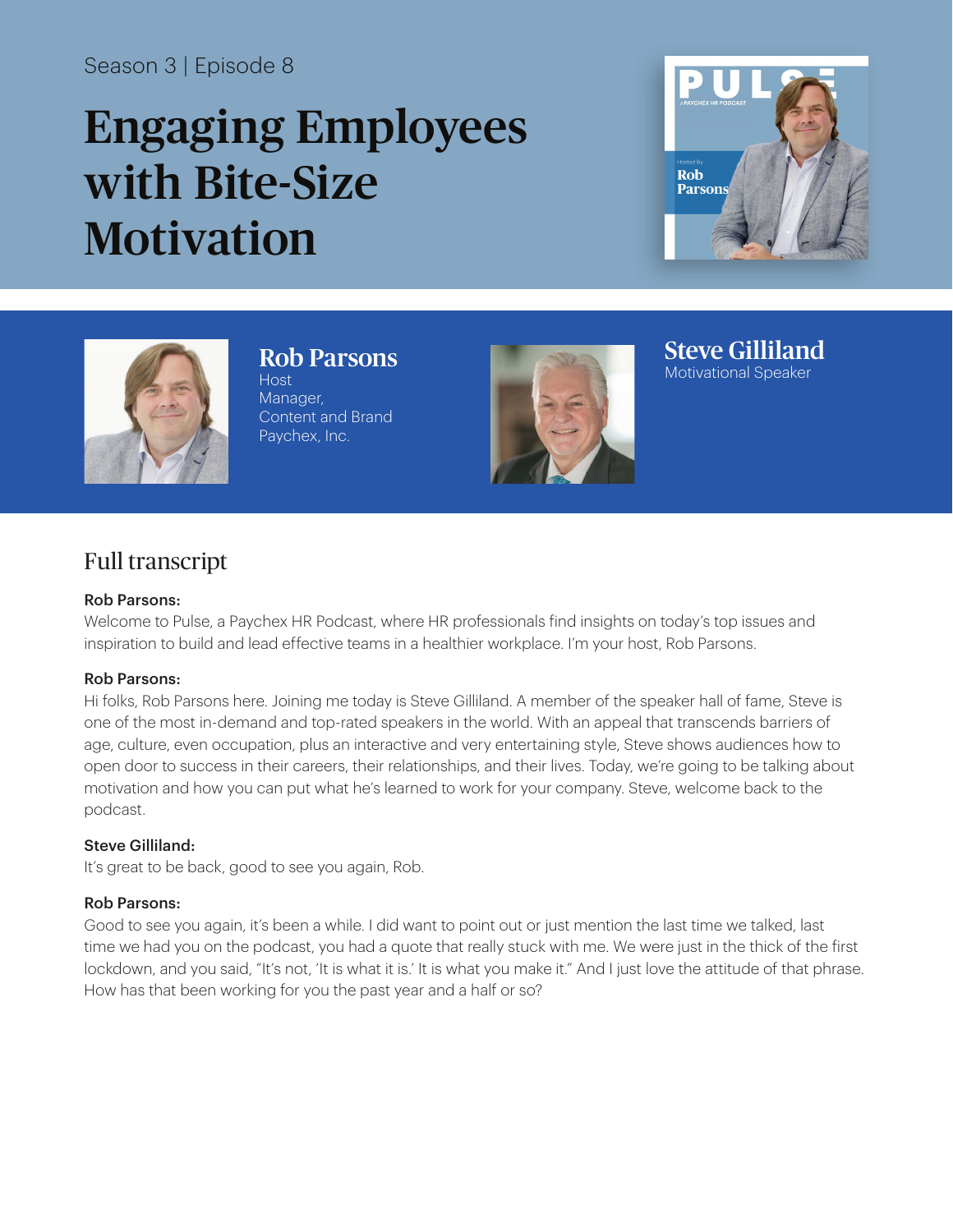Season 3 | Episode 8

# Engaging Employees with Bite-Size Motivation

**Rob Parsons**
Host
Manager,
Content and Brand
Paychex, Inc.

**Steve Gilliland**
Motivational Speaker

## Full transcript

**Rob Parsons:**
Welcome to Pulse, a Paychex HR Podcast, where HR professionals find insights on today's top issues and inspiration to build and lead effective teams in a healthier workplace. I'm your host, Rob Parsons.

**Rob Parsons:**
Hi folks, Rob Parsons here. Joining me today is Steve Gilliland. A member of the speaker hall of fame, Steve is one of the most in-demand and top-rated speakers in the world. With an appeal that transcends barriers of age, culture, even occupation, plus an interactive and very entertaining style, Steve shows audiences how to open door to success in their careers, their relationships, and their lives. Today, we're going to be talking about motivation and how you can put what he's learned to work for your company. Steve, welcome back to the podcast.

**Steve Gilliland:**
It's great to be back, good to see you again, Rob.

**Rob Parsons:**
Good to see you again, it's been a while. I did want to point out or just mention the last time we talked, last time we had you on the podcast, you had a quote that really stuck with me. We were just in the thick of the first lockdown, and you said, "It's not, 'It is what it is.' It is what you make it." And I just love the attitude of that phrase. How has that been working for you the past year and a half or so?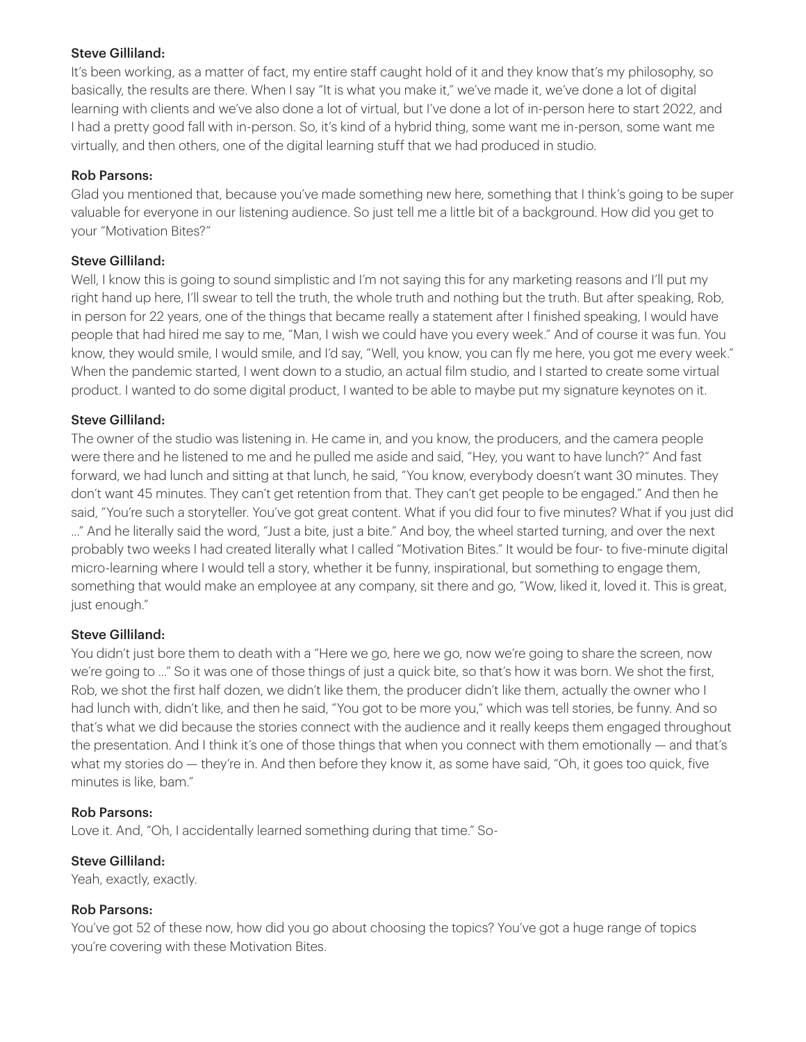**Steve Gilliland:**

It's been working, as a matter of fact, my entire staff caught hold of it and they know that's my philosophy, so basically, the results are there. When I say "It is what you make it," we've made it, we've done a lot of digital learning with clients and we've also done a lot of virtual, but I've done a lot of in-person here to start 2022, and I had a pretty good fall with in-person. So, it's kind of a hybrid thing, some want me in-person, some want me virtually, and then others, one of the digital learning stuff that we had produced in studio.

**Rob Parsons:**

Glad you mentioned that, because you've made something new here, something that I think's going to be super valuable for everyone in our listening audience. So just tell me a little bit of a background. How did you get to your "Motivation Bites?"

**Steve Gilliland:**

Well, I know this is going to sound simplistic and I'm not saying this for any marketing reasons and I'll put my right hand up here, I'll swear to tell the truth, the whole truth and nothing but the truth. But after speaking, Rob, in person for 22 years, one of the things that became really a statement after I finished speaking, I would have people that had hired me say to me, "Man, I wish we could have you every week." And of course it was fun. You know, they would smile, I would smile, and I'd say, "Well, you know, you can fly me here, you got me every week." When the pandemic started, I went down to a studio, an actual film studio, and I started to create some virtual product. I wanted to do some digital product, I wanted to be able to maybe put my signature keynotes on it.

**Steve Gilliland:**

The owner of the studio was listening in. He came in, and you know, the producers, and the camera people were there and he listened to me and he pulled me aside and said, "Hey, you want to have lunch?" And fast forward, we had lunch and sitting at that lunch, he said, "You know, everybody doesn't want 30 minutes. They don't want 45 minutes. They can't get retention from that. They can't get people to be engaged." And then he said, "You're such a storyteller. You've got great content. What if you did four to five minutes? What if you just did …" And he literally said the word, "Just a bite, just a bite." And boy, the wheel started turning, and over the next probably two weeks I had created literally what I called "Motivation Bites." It would be four- to five-minute digital micro-learning where I would tell a story, whether it be funny, inspirational, but something to engage them, something that would make an employee at any company, sit there and go, "Wow, liked it, loved it. This is great, just enough."

**Steve Gilliland:**

You didn't just bore them to death with a "Here we go, here we go, now we're going to share the screen, now we're going to …" So it was one of those things of just a quick bite, so that's how it was born. We shot the first, Rob, we shot the first half dozen, we didn't like them, the producer didn't like them, actually the owner who I had lunch with, didn't like, and then he said, "You got to be more you," which was tell stories, be funny. And so that's what we did because the stories connect with the audience and it really keeps them engaged throughout the presentation. And I think it's one of those things that when you connect with them emotionally — and that's what my stories do — they're in. And then before they know it, as some have said, "Oh, it goes too quick, five minutes is like, bam."

**Rob Parsons:**

Love it. And, "Oh, I accidentally learned something during that time." So-

**Steve Gilliland:**

Yeah, exactly, exactly.

**Rob Parsons:**

You've got 52 of these now, how did you go about choosing the topics? You've got a huge range of topics you're covering with these Motivation Bites.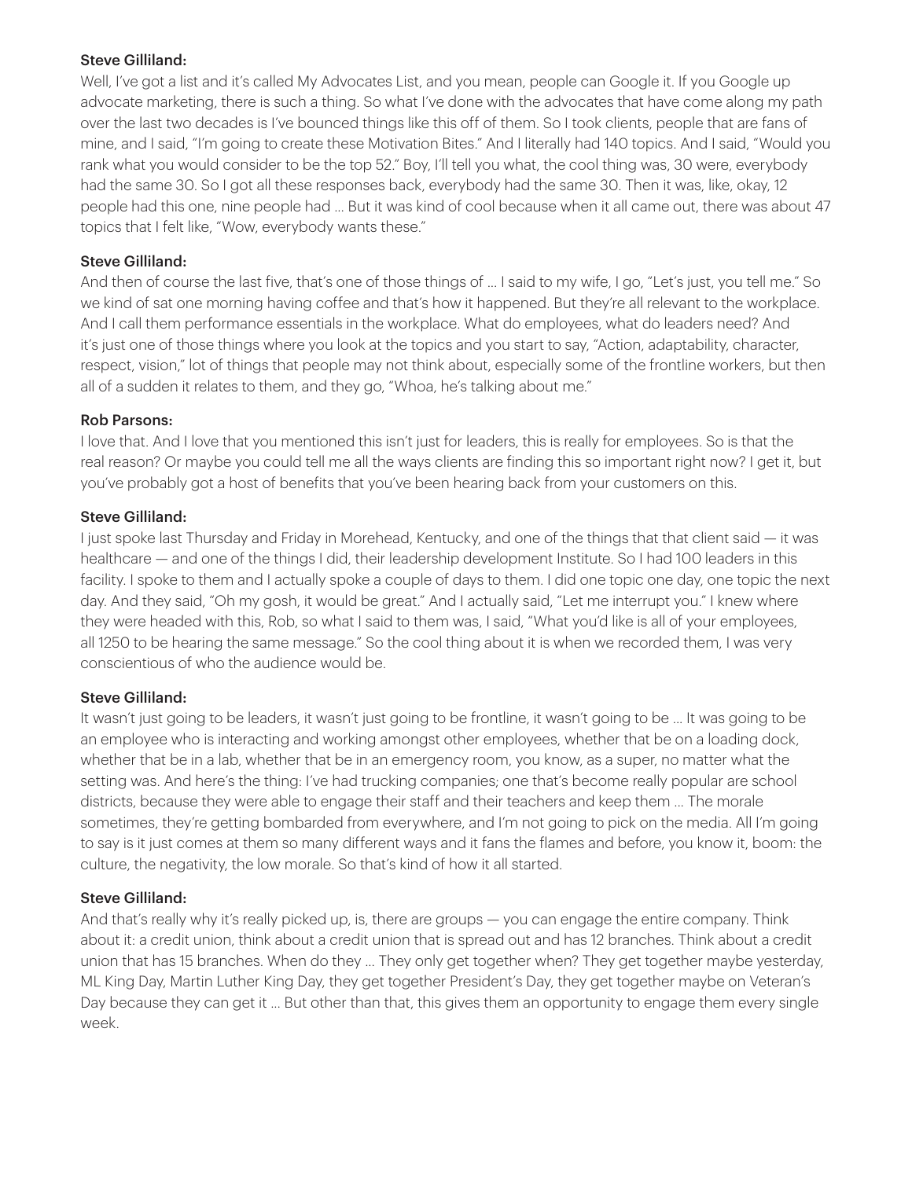**Steve Gilliland:**

Well, I've got a list and it's called My Advocates List, and you mean, people can Google it. If you Google up advocate marketing, there is such a thing. So what I've done with the advocates that have come along my path over the last two decades is I've bounced things like this off of them. So I took clients, people that are fans of mine, and I said, "I'm going to create these Motivation Bites." And I literally had 140 topics. And I said, "Would you rank what you would consider to be the top 52." Boy, I'll tell you what, the cool thing was, 30 were, everybody had the same 30. So I got all these responses back, everybody had the same 30. Then it was, like, okay, 12 people had this one, nine people had … But it was kind of cool because when it all came out, there was about 47 topics that I felt like, "Wow, everybody wants these."

**Steve Gilliland:**

And then of course the last five, that's one of those things of … I said to my wife, I go, "Let's just, you tell me." So we kind of sat one morning having coffee and that's how it happened. But they're all relevant to the workplace. And I call them performance essentials in the workplace. What do employees, what do leaders need? And it's just one of those things where you look at the topics and you start to say, "Action, adaptability, character, respect, vision," lot of things that people may not think about, especially some of the frontline workers, but then all of a sudden it relates to them, and they go, "Whoa, he's talking about me."

**Rob Parsons:**

I love that. And I love that you mentioned this isn't just for leaders, this is really for employees. So is that the real reason? Or maybe you could tell me all the ways clients are finding this so important right now? I get it, but you've probably got a host of benefits that you've been hearing back from your customers on this.

**Steve Gilliland:**

I just spoke last Thursday and Friday in Morehead, Kentucky, and one of the things that that client said — it was healthcare — and one of the things I did, their leadership development Institute. So I had 100 leaders in this facility. I spoke to them and I actually spoke a couple of days to them. I did one topic one day, one topic the next day. And they said, "Oh my gosh, it would be great." And I actually said, "Let me interrupt you." I knew where they were headed with this, Rob, so what I said to them was, I said, "What you'd like is all of your employees, all 1250 to be hearing the same message." So the cool thing about it is when we recorded them, I was very conscientious of who the audience would be.

**Steve Gilliland:**

It wasn't just going to be leaders, it wasn't just going to be frontline, it wasn't going to be … It was going to be an employee who is interacting and working amongst other employees, whether that be on a loading dock, whether that be in a lab, whether that be in an emergency room, you know, as a super, no matter what the setting was. And here's the thing: I've had trucking companies; one that's become really popular are school districts, because they were able to engage their staff and their teachers and keep them … The morale sometimes, they're getting bombarded from everywhere, and I'm not going to pick on the media. All I'm going to say is it just comes at them so many different ways and it fans the flames and before, you know it, boom: the culture, the negativity, the low morale. So that's kind of how it all started.

**Steve Gilliland:**

And that's really why it's really picked up, is, there are groups — you can engage the entire company. Think about it: a credit union, think about a credit union that is spread out and has 12 branches. Think about a credit union that has 15 branches. When do they … They only get together when? They get together maybe yesterday, ML King Day, Martin Luther King Day, they get together President's Day, they get together maybe on Veteran's Day because they can get it … But other than that, this gives them an opportunity to engage them every single week.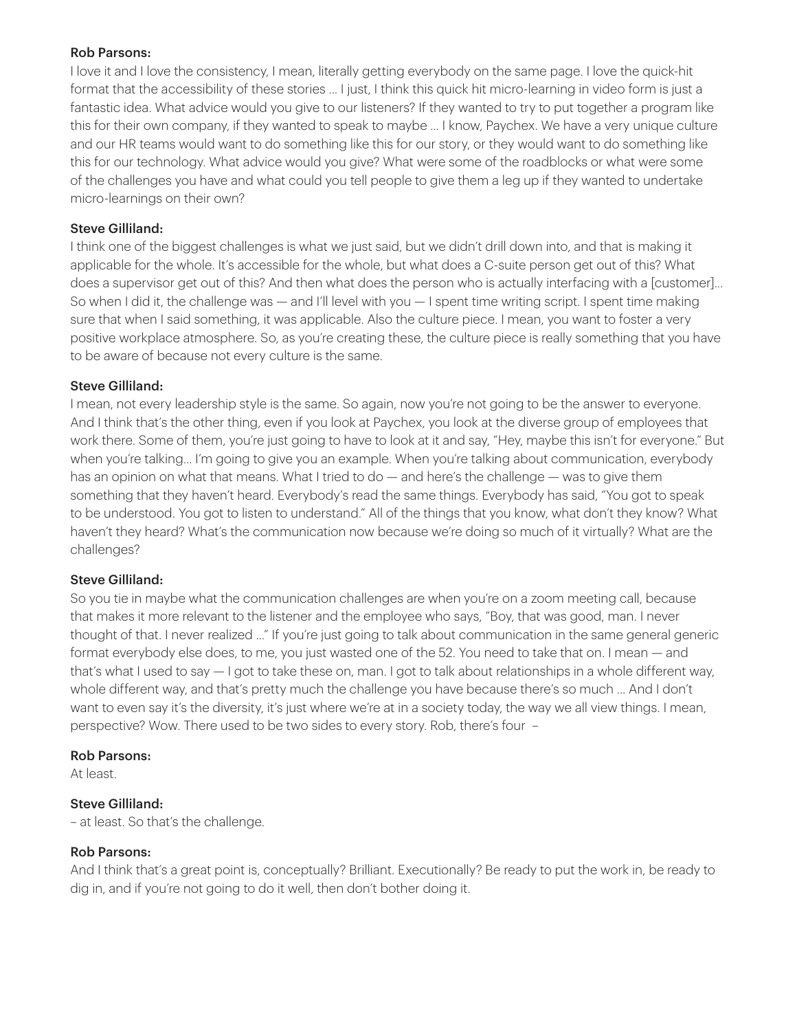**Rob Parsons:**
I love it and I love the consistency, I mean, literally getting everybody on the same page. I love the quick-hit format that the accessibility of these stories … I just, I think this quick hit micro-learning in video form is just a fantastic idea. What advice would you give to our listeners? If they wanted to try to put together a program like this for their own company, if they wanted to speak to maybe … I know, Paychex. We have a very unique culture and our HR teams would want to do something like this for our story, or they would want to do something like this for our technology. What advice would you give? What were some of the roadblocks or what were some of the challenges you have and what could you tell people to give them a leg up if they wanted to undertake micro-learnings on their own?

**Steve Gilliland:**
I think one of the biggest challenges is what we just said, but we didn't drill down into, and that is making it applicable for the whole. It's accessible for the whole, but what does a C-suite person get out of this? What does a supervisor get out of this? And then what does the person who is actually interfacing with a [customer]… So when I did it, the challenge was — and I'll level with you — I spent time writing script. I spent time making sure that when I said something, it was applicable. Also the culture piece. I mean, you want to foster a very positive workplace atmosphere. So, as you're creating these, the culture piece is really something that you have to be aware of because not every culture is the same.

**Steve Gilliland:**
I mean, not every leadership style is the same. So again, now you're not going to be the answer to everyone. And I think that's the other thing, even if you look at Paychex, you look at the diverse group of employees that work there. Some of them, you're just going to have to look at it and say, "Hey, maybe this isn't for everyone." But when you're talking… I'm going to give you an example. When you're talking about communication, everybody has an opinion on what that means. What I tried to do — and here's the challenge — was to give them something that they haven't heard. Everybody's read the same things. Everybody has said, "You got to speak to be understood. You got to listen to understand." All of the things that you know, what don't they know? What haven't they heard? What's the communication now because we're doing so much of it virtually? What are the challenges?

**Steve Gilliland:**
So you tie in maybe what the communication challenges are when you're on a zoom meeting call, because that makes it more relevant to the listener and the employee who says, "Boy, that was good, man. I never thought of that. I never realized …" If you're just going to talk about communication in the same general generic format everybody else does, to me, you just wasted one of the 52. You need to take that on. I mean — and that's what I used to say — I got to take these on, man. I got to talk about relationships in a whole different way, whole different way, and that's pretty much the challenge you have because there's so much … And I don't want to even say it's the diversity, it's just where we're at in a society today, the way we all view things. I mean, perspective? Wow. There used to be two sides to every story. Rob, there's four –

**Rob Parsons:**
At least.

**Steve Gilliland:**
– at least. So that's the challenge.

**Rob Parsons:**
And I think that's a great point is, conceptually? Brilliant. Executionally? Be ready to put the work in, be ready to dig in, and if you're not going to do it well, then don't bother doing it.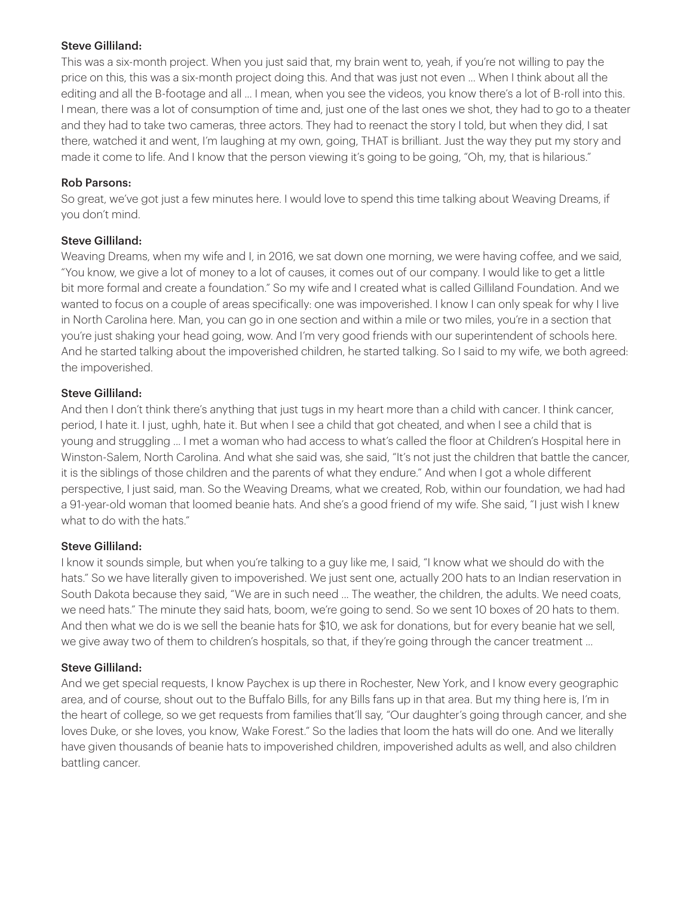**Steve Gilliland:**

This was a six-month project. When you just said that, my brain went to, yeah, if you're not willing to pay the price on this, this was a six-month project doing this. And that was just not even … When I think about all the editing and all the B-footage and all … I mean, when you see the videos, you know there's a lot of B-roll into this. I mean, there was a lot of consumption of time and, just one of the last ones we shot, they had to go to a theater and they had to take two cameras, three actors. They had to reenact the story I told, but when they did, I sat there, watched it and went, I'm laughing at my own, going, THAT is brilliant. Just the way they put my story and made it come to life. And I know that the person viewing it's going to be going, "Oh, my, that is hilarious."

**Rob Parsons:**

So great, we've got just a few minutes here. I would love to spend this time talking about Weaving Dreams, if you don't mind.

**Steve Gilliland:**

Weaving Dreams, when my wife and I, in 2016, we sat down one morning, we were having coffee, and we said, "You know, we give a lot of money to a lot of causes, it comes out of our company. I would like to get a little bit more formal and create a foundation." So my wife and I created what is called Gilliland Foundation. And we wanted to focus on a couple of areas specifically: one was impoverished. I know I can only speak for why I live in North Carolina here. Man, you can go in one section and within a mile or two miles, you're in a section that you're just shaking your head going, wow. And I'm very good friends with our superintendent of schools here. And he started talking about the impoverished children, he started talking. So I said to my wife, we both agreed: the impoverished.

**Steve Gilliland:**

And then I don't think there's anything that just tugs in my heart more than a child with cancer. I think cancer, period, I hate it. I just, ughh, hate it. But when I see a child that got cheated, and when I see a child that is young and struggling … I met a woman who had access to what's called the floor at Children's Hospital here in Winston-Salem, North Carolina. And what she said was, she said, "It's not just the children that battle the cancer, it is the siblings of those children and the parents of what they endure." And when I got a whole different perspective, I just said, man. So the Weaving Dreams, what we created, Rob, within our foundation, we had had a 91-year-old woman that loomed beanie hats. And she's a good friend of my wife. She said, "I just wish I knew what to do with the hats."

**Steve Gilliland:**

I know it sounds simple, but when you're talking to a guy like me, I said, "I know what we should do with the hats." So we have literally given to impoverished. We just sent one, actually 200 hats to an Indian reservation in South Dakota because they said, "We are in such need … The weather, the children, the adults. We need coats, we need hats." The minute they said hats, boom, we're going to send. So we sent 10 boxes of 20 hats to them. And then what we do is we sell the beanie hats for $10, we ask for donations, but for every beanie hat we sell, we give away two of them to children's hospitals, so that, if they're going through the cancer treatment …

**Steve Gilliland:**

And we get special requests, I know Paychex is up there in Rochester, New York, and I know every geographic area, and of course, shout out to the Buffalo Bills, for any Bills fans up in that area. But my thing here is, I'm in the heart of college, so we get requests from families that'll say, "Our daughter's going through cancer, and she loves Duke, or she loves, you know, Wake Forest." So the ladies that loom the hats will do one. And we literally have given thousands of beanie hats to impoverished children, impoverished adults as well, and also children battling cancer.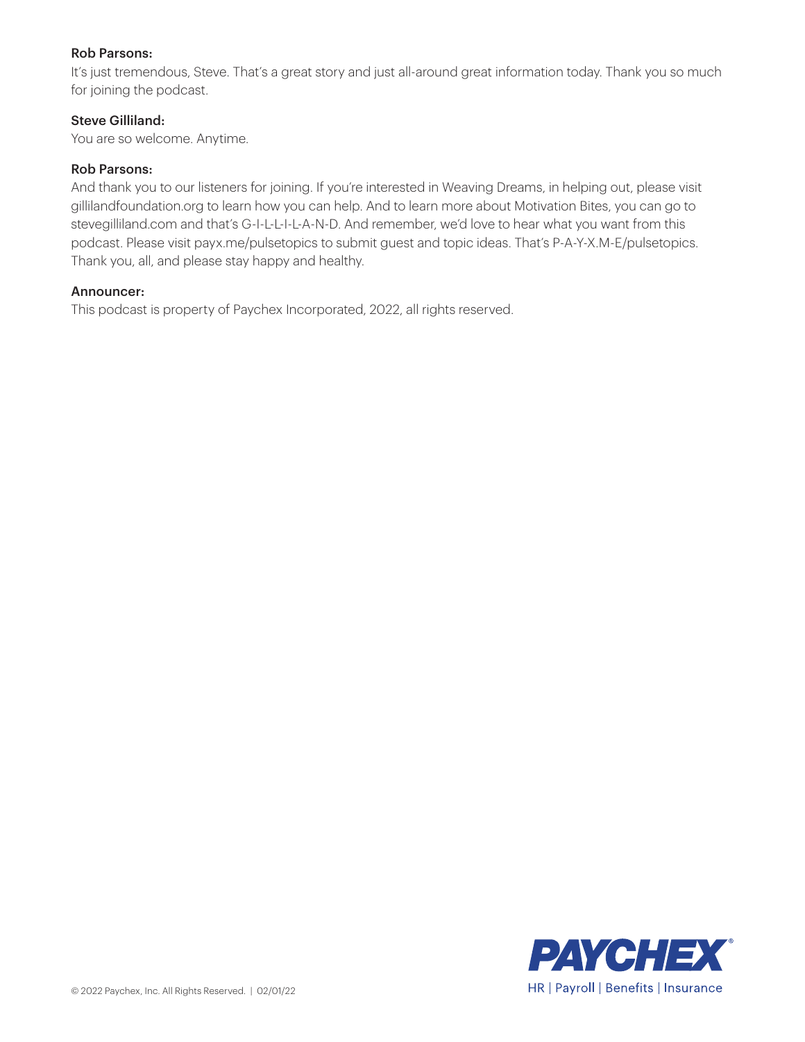**Rob Parsons:**
It's just tremendous, Steve. That's a great story and just all-around great information today. Thank you so much for joining the podcast.

**Steve Gilliland:**
You are so welcome. Anytime.

**Rob Parsons:**
And thank you to our listeners for joining. If you're interested in Weaving Dreams, in helping out, please visit gillilandfoundation.org to learn how you can help. And to learn more about Motivation Bites, you can go to stevegilliland.com and that's G-I-L-L-I-L-A-N-D. And remember, we'd love to hear what you want from this podcast. Please visit payx.me/pulsetopics to submit guest and topic ideas. That's P-A-Y-X.M-E/pulsetopics. Thank you, all, and please stay happy and healthy.

**Announcer:**
This podcast is property of Paychex Incorporated, 2022, all rights reserved.

© 2022 Paychex, Inc. All Rights Reserved. | 02/01/22

PAYCHEX®
HR | Payroll | Benefits | Insurance